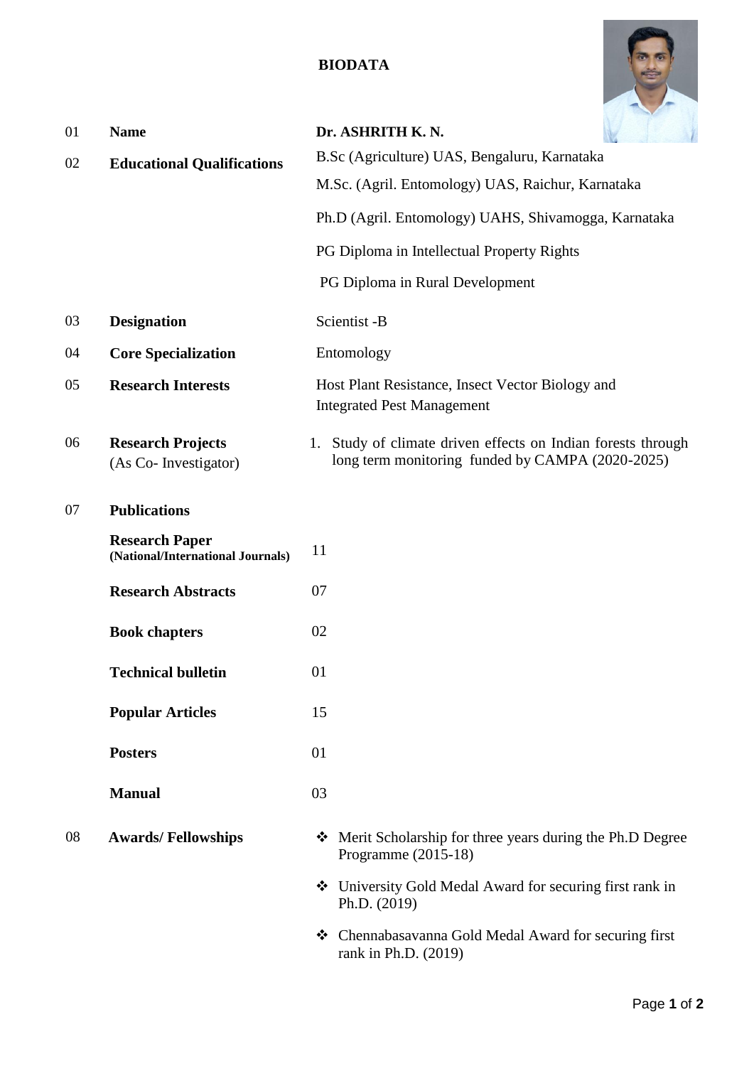# BIODATA

| | | |
|---|---|---|
| 01 | **Name** | **Dr. ASHRITH K. N.** |
| 02 | **Educational Qualifications** | B.Sc (Agriculture) UAS, Bengaluru, Karnataka<br>M.Sc. (Agril. Entomology) UAS, Raichur, Karnataka<br>Ph.D (Agril. Entomology) UAHS, Shivamogga, Karnataka<br>PG Diploma in Intellectual Property Rights<br>PG Diploma in Rural Development |
| 03 | **Designation** | Scientist -B |
| 04 | **Core Specialization** | Entomology |
| 05 | **Research Interests** | Host Plant Resistance, Insect Vector Biology and Integrated Pest Management |
| 06 | **Research Projects** (As Co- Investigator) | 1. Study of climate driven effects on Indian forests through long term monitoring funded by CAMPA (2020-2025) |
| 07 | **Publications** | |
| | **Research Paper (National/International Journals)** | 11 |
| | **Research Abstracts** | 07 |
| | **Book chapters** | 02 |
| | **Technical bulletin** | 01 |
| | **Popular Articles** | 15 |
| | **Posters** | 01 |
| | **Manual** | 03 |
| 08 | **Awards/ Fellowships** | ❖ Merit Scholarship for three years during the Ph.D Degree Programme (2015-18)<br>❖ University Gold Medal Award for securing first rank in Ph.D. (2019)<br>❖ Chennabasavanna Gold Medal Award for securing first rank in Ph.D. (2019) |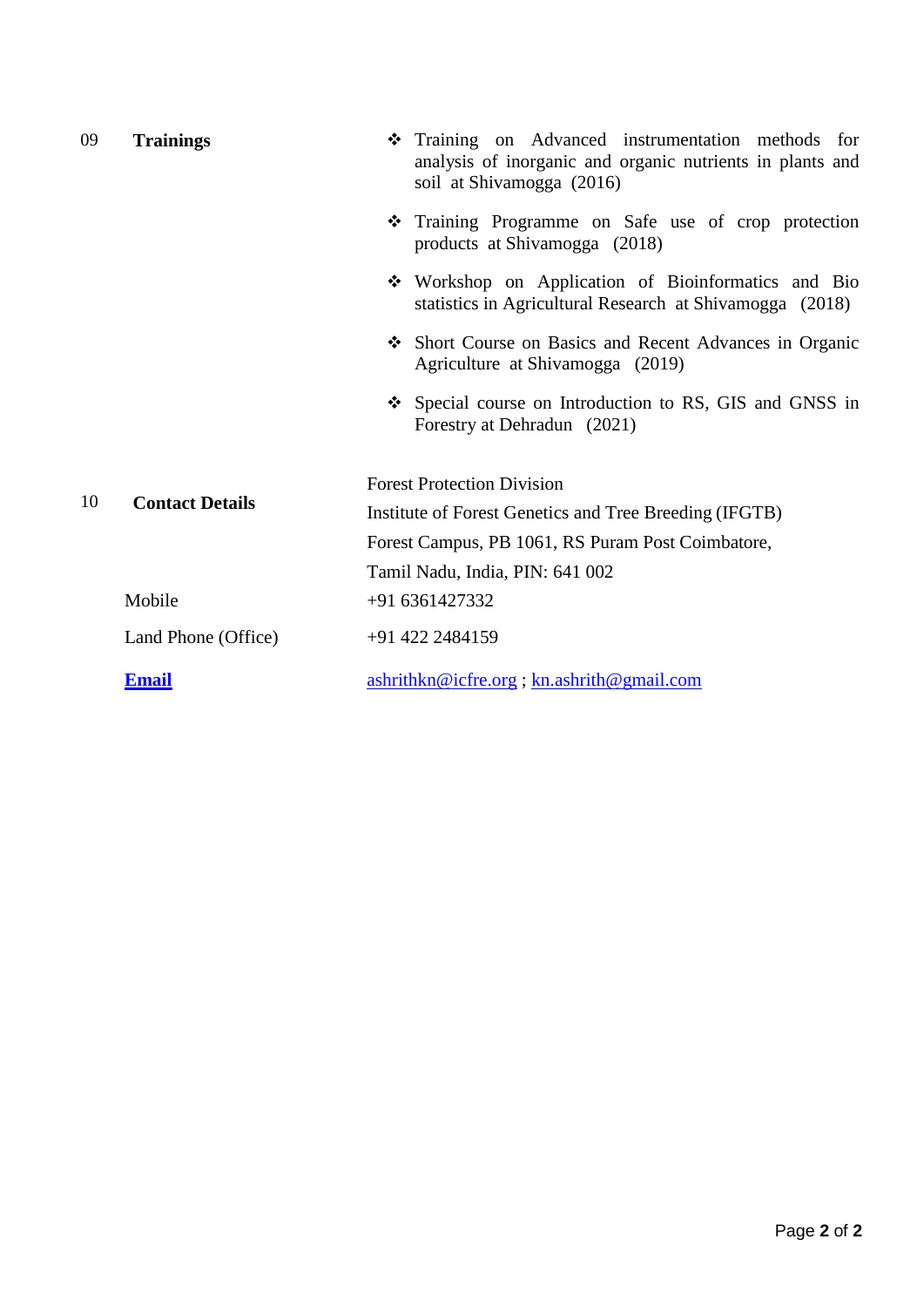| | | |
|---|---|---|
| 09 | **Trainings** | ❖ Training on Advanced instrumentation methods for analysis of inorganic and organic nutrients in plants and soil at Shivamogga (2016)<br>❖ Training Programme on Safe use of crop protection products at Shivamogga (2018)<br>❖ Workshop on Application of Bioinformatics and Bio statistics in Agricultural Research at Shivamogga (2018)<br>❖ Short Course on Basics and Recent Advances in Organic Agriculture at Shivamogga (2019)<br>❖ Special course on Introduction to RS, GIS and GNSS in Forestry at Dehradun (2021) |
| 10 | **Contact Details** | Forest Protection Division<br>Institute of Forest Genetics and Tree Breeding (IFGTB)<br>Forest Campus, PB 1061, RS Puram Post Coimbatore,<br>Tamil Nadu, India, PIN: 641 002 |
| | Mobile | +91 6361427332 |
| | Land Phone (Office) | +91 422 2484159 |
| | **Email** | ashrithkn@icfre.org ; kn.ashrith@gmail.com |